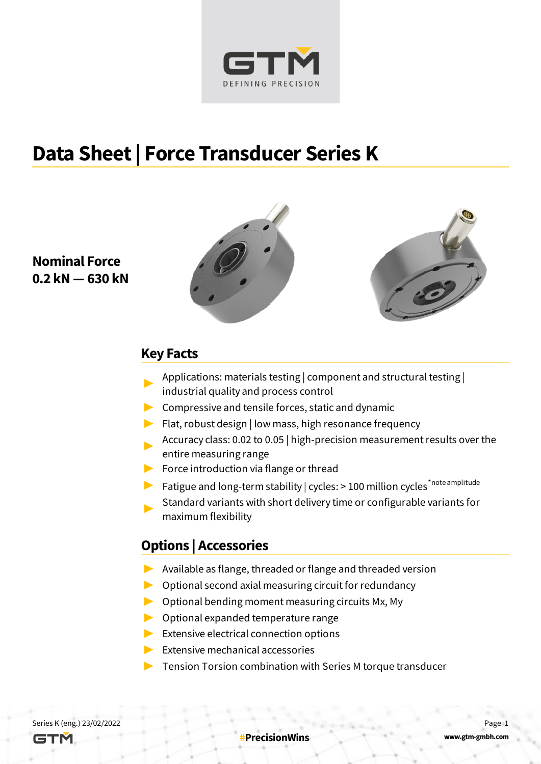# Data Sheet | Force Transducer Series K

**Nominal Force**
**0.2 kN — 630 kN**

## Key Facts

- Applications: materials testing | component and structural testing | industrial quality and process control
- Compressive and tensile forces, static and dynamic
- Flat, robust design | low mass, high resonance frequency
- Accuracy class: 0.02 to 0.05 | high-precision measurement results over the entire measuring range
- Force introduction via flange or thread
- Fatigue and long-term stability | cycles: > 100 million cycles *note amplitude
- Standard variants with short delivery time or configurable variants for maximum flexibility

## Options | Accessories

- Available as flange, threaded or flange and threaded version
- Optional second axial measuring circuit for redundancy
- Optional bending moment measuring circuits Mx, My
- Optional expanded temperature range
- Extensive electrical connection options
- Extensive mechanical accessories
- Tension Torsion combination with Series M torque transducer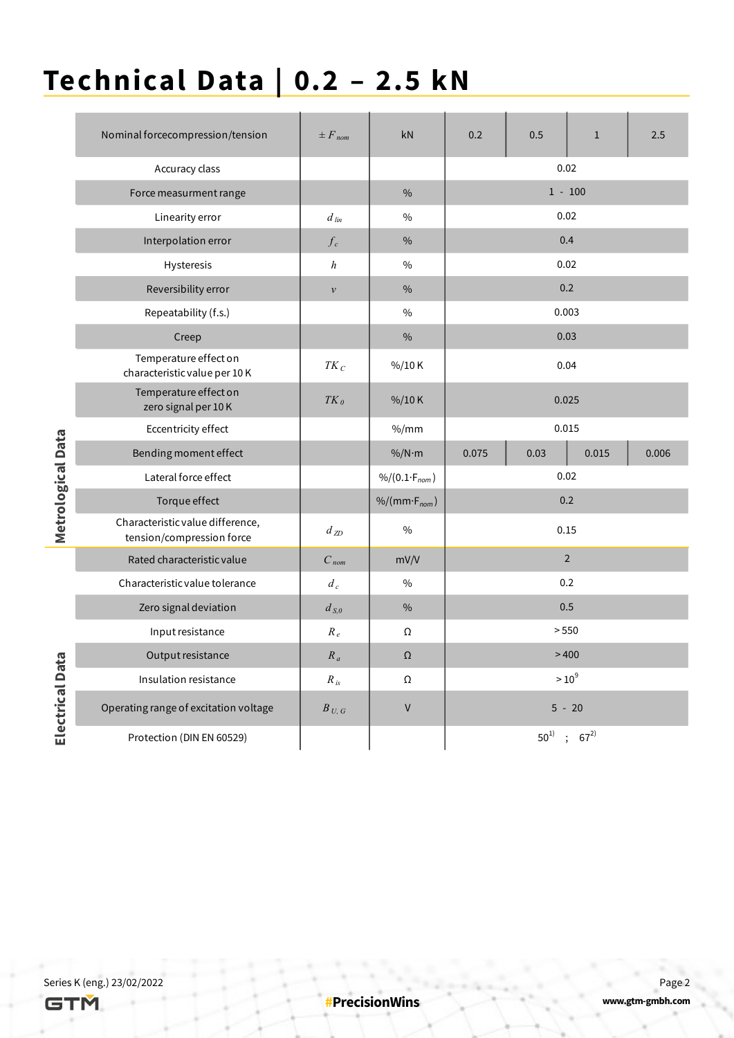# Technical Data | 0.2 – 2.5 kN

| | Nominal forcecompression/tension | $\pm F_{nom}$ | kN | 0.2 | 0.5 | 1 | 2.5 |
|---|---|---|---|---|---|---|---|
| Metrological Data | Accuracy class | | | 0.02 | | | |
| | Force measurment range | | % | 1 - 100 | | | |
| | Linearity error | $d_{lin}$ | % | 0.02 | | | |
| | Interpolation error | $f_c$ | % | 0.4 | | | |
| | Hysteresis | $h$ | % | 0.02 | | | |
| | Reversibility error | $v$ | % | 0.2 | | | |
| | Repeatability (f.s.) | | % | 0.003 | | | |
| | Creep | | % | 0.03 | | | |
| | Temperature effect on characteristic value per 10 K | $TK_C$ | %/10 K | 0.04 | | | |
| | Temperature effect on zero signal per 10 K | $TK_0$ | %/10 K | 0.025 | | | |
| | Eccentricity effect | | %/mm | 0.015 | | | |
| | Bending moment effect | | %/N·m | 0.075 | 0.03 | 0.015 | 0.006 |
| | Lateral force effect | | %/(0.1·$F_{nom}$) | 0.02 | | | |
| | Torque effect | | %/(mm·$F_{nom}$) | 0.2 | | | |
| | Characteristic value difference, tension/compression force | $d_{ZD}$ | % | 0.15 | | | |
| Electrical Data | Rated characteristic value | $C_{nom}$ | mV/V | 2 | | | |
| | Characteristic value tolerance | $d_c$ | % | 0.2 | | | |
| | Zero signal deviation | $d_{S,0}$ | % | 0.5 | | | |
| | Input resistance | $R_e$ | Ω | > 550 | | | |
| | Output resistance | $R_a$ | Ω | > 400 | | | |
| | Insulation resistance | $R_{is}$ | Ω | > $10^9$ | | | |
| | Operating range of excitation voltage | $B_{U,G}$ | V | 5 - 20 | | | |
| | Protection (DIN EN 60529) | | | 50[1] ; 67[2] | | | |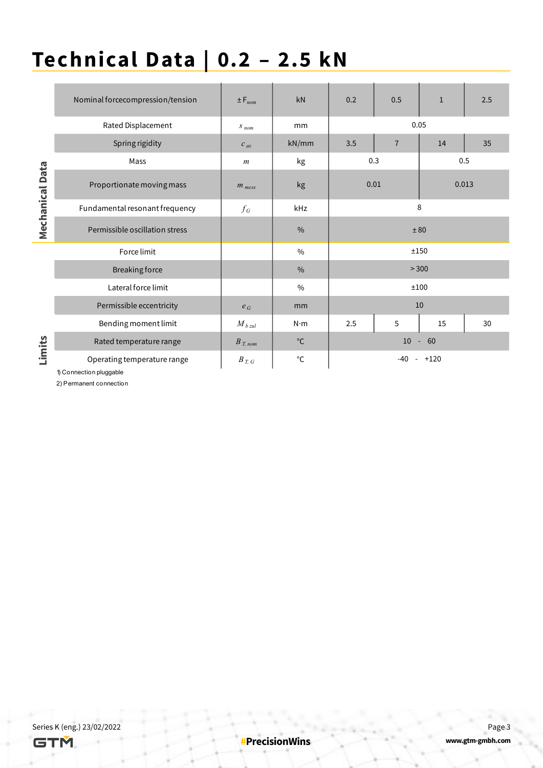# Technical Data | 0.2 – 2.5 kN

| | | | | | | | |
|---|---|---|---|---|---|---|---|
| **Mechanical Data** | Nominal forcecompression/tension | $\pm F_{nom}$ | kN | 0.2 | 0.5 | 1 | 2.5 |
| | Rated Displacement | $s_{nom}$ | mm | 0.05 | | | |
| | Spring rigidity | $c_{ax}$ | kN/mm | 3.5 | 7 | 14 | 35 |
| | Mass | $m$ | kg | 0.3 | | 0.5 | |
| | Proportionate moving mass | $m_{mess}$ | kg | 0.01 | | 0.013 | |
| | Fundamental resonant frequency | $f_G$ | kHz | 8 | | | |
| | Permissible oscillation stress | | % | ± 80 | | | |
| **Limits** | Force limit | | % | ±150 | | | |
| | Breaking force | | % | > 300 | | | |
| | Lateral force limit | | % | ±100 | | | |
| | Permissible eccentricity | $e_G$ | mm | 10 | | | |
| | Bending moment limit | $M_{b\,zul}$ | N·m | 2.5 | 5 | 15 | 30 |
| | Rated temperature range | $B_{T,\,nom}$ | °C | 10 - 60 | | | |
| | Operating temperature range | $B_{T,\,G}$ | °C | -40 - +120 | | | |

1) Connection pluggable

2) Permanent connection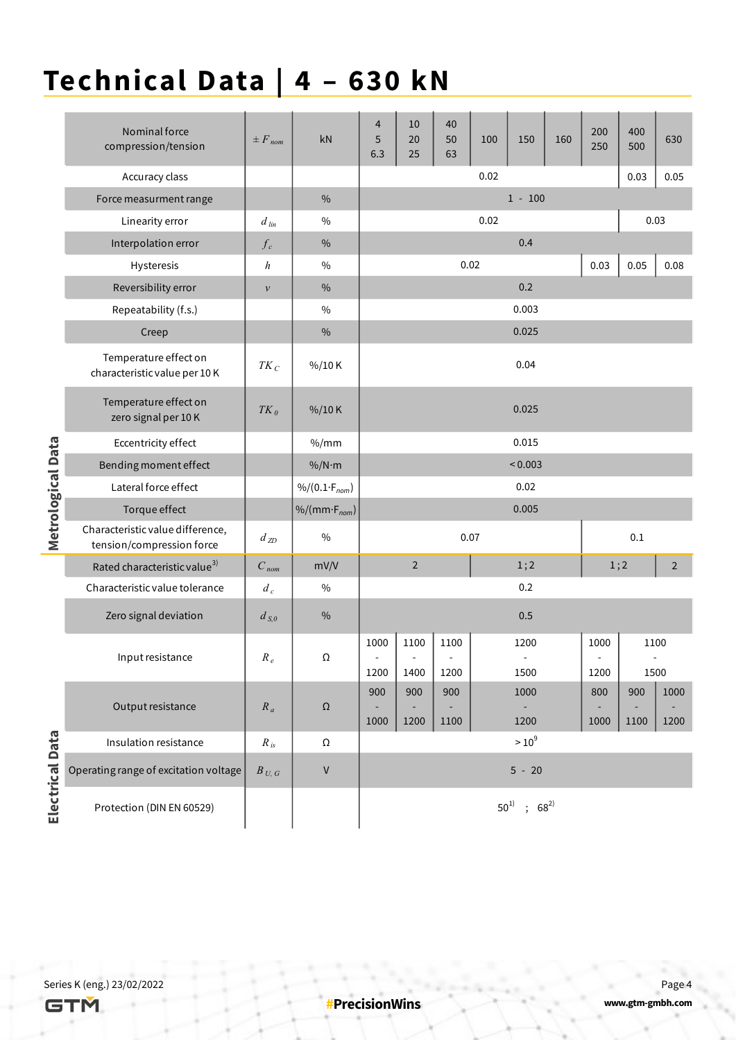# Technical Data | 4 – 630 kN

| | Parameter | Symbol | Unit | 4 / 5 / 6.3 | 10 / 20 / 25 | 40 / 50 / 63 | 100 | 150 | 160 | 200 / 250 | 400 / 500 | 630 |
|---|---|---|---|---|---|---|---|---|---|---|---|---|
| Metrological Data | Nominal force compression/tension | $\pm F_{nom}$ | kN | 4 / 5 / 6.3 | 10 / 20 / 25 | 40 / 50 / 63 | 100 | 150 | 160 | 200 / 250 | 400 / 500 | 630 |
| | Accuracy class | | | 0.02 | | | | | | | 0.03 | 0.05 |
| | Force measurment range | | % | 1 - 100 | | | | | | | | |
| | Linearity error | $d_{lin}$ | % | 0.02 | | | | | | | 0.03 | |
| | Interpolation error | $f_c$ | % | 0.4 | | | | | | | | |
| | Hysteresis | $h$ | % | 0.02 | | | | | | 0.03 | 0.05 | 0.08 |
| | Reversibility error | $v$ | % | 0.2 | | | | | | | | |
| | Repeatability (f.s.) | | % | 0.003 | | | | | | | | |
| | Creep | | % | 0.025 | | | | | | | | |
| | Temperature effect on characteristic value per 10 K | $TK_C$ | %/10 K | 0.04 | | | | | | | | |
| | Temperature effect on zero signal per 10 K | $TK_0$ | %/10 K | 0.025 | | | | | | | | |
| | Eccentricity effect | | %/mm | 0.015 | | | | | | | | |
| | Bending moment effect | | %/N·m | < 0.003 | | | | | | | | |
| | Lateral force effect | | %/(0.1·$F_{nom}$) | 0.02 | | | | | | | | |
| | Torque effect | | %/(mm·$F_{nom}$) | 0.005 | | | | | | | | |
| | Characteristic value difference, tension/compression force | $d_{ZD}$ | % | 0.07 | | | | | | 0.1 | | |
| Electrical Data | Rated characteristic value[3] | $C_{nom}$ | mV/V | 2 | | | 1 ; 2 | | | 1 ; 2 | | 2 |
| | Characteristic value tolerance | $d_c$ | % | 0.2 | | | | | | | | |
| | Zero signal deviation | $d_{S,0}$ | % | 0.5 | | | | | | | | |
| | Input resistance | $R_e$ | Ω | 1000 - 1200 | 1100 - 1400 | 1100 - 1200 | 1200 - 1500 | | | 1000 - 1200 | 1100 - 1500 | |
| | Output resistance | $R_a$ | Ω | 900 - 1000 | 900 - 1200 | 900 - 1100 | 1000 - 1200 | | | 800 - 1000 | 900 - 1100 | 1000 - 1200 |
| | Insulation resistance | $R_{is}$ | Ω | $> 10^9$ | | | | | | | | |
| | Operating range of excitation voltage | $B_{U,G}$ | V | 5 - 20 | | | | | | | | |
| | Protection (DIN EN 60529) | | | 50[1] ; 68[2] | | | | | | | | |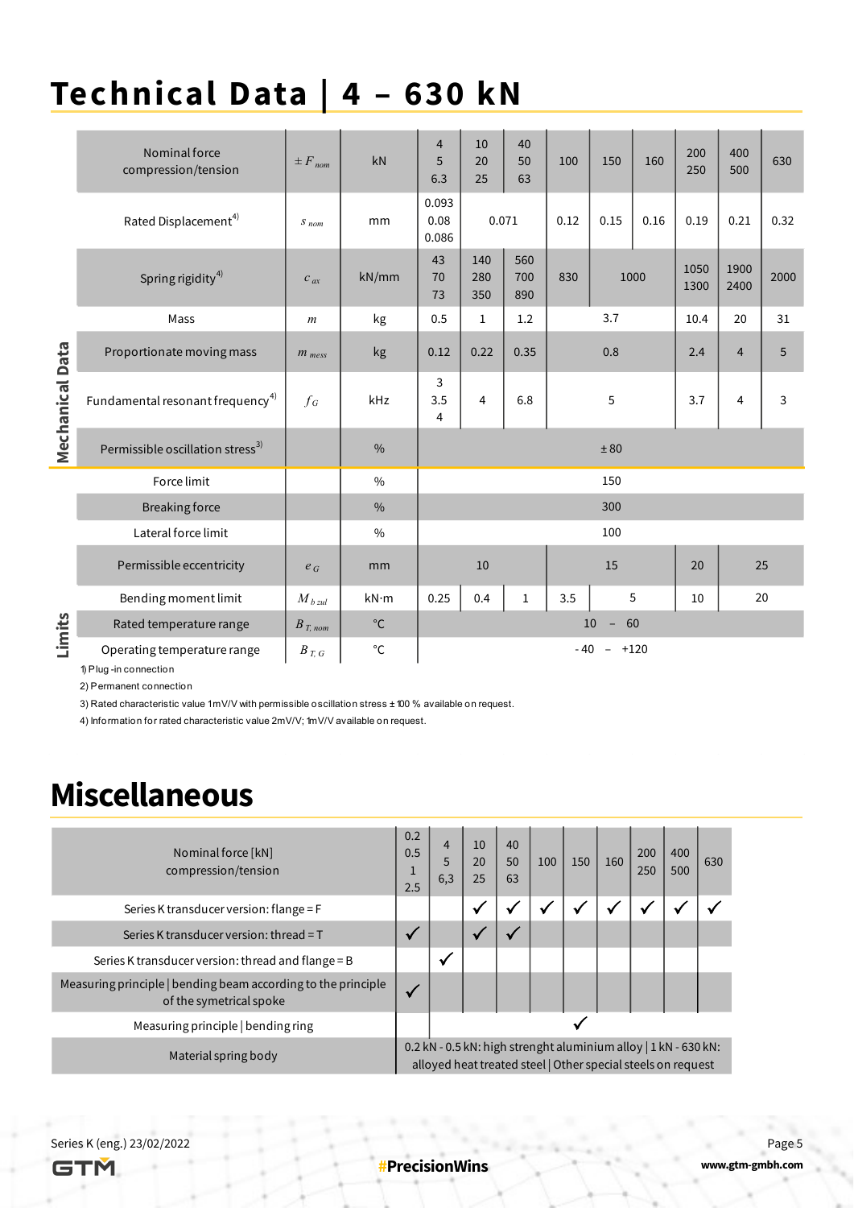# Technical Data | 4 – 630 kN

| | | | | | | | | | | | | |
|---|---|---|---|---|---|---|---|---|---|---|---|---|
| **Mechanical Data** | Nominal force compression/tension | $\pm F_{nom}$ | kN | 4<br>5<br>6.3 | 10<br>20<br>25 | 40<br>50<br>63 | 100 | 150 | 160 | 200<br>250 | 400<br>500 | 630 |
| | Rated Displacement[4] | $s_{nom}$ | mm | 0.093<br>0.08<br>0.086 | 0.071 | | 0.12 | 0.15 | 0.16 | 0.19 | 0.21 | 0.32 |
| | Spring rigidity[4] | $c_{ax}$ | kN/mm | 43<br>70<br>73 | 140<br>280<br>350 | 560<br>700<br>890 | 830 | 1000 | | 1050<br>1300 | 1900<br>2400 | 2000 |
| | Mass | $m$ | kg | 0.5 | 1 | 1.2 | 3.7 | | | 10.4 | 20 | 31 |
| | Proportionate moving mass | $m_{mess}$ | kg | 0.12 | 0.22 | 0.35 | 0.8 | | | 2.4 | 4 | 5 |
| | Fundamental resonant frequency[4] | $f_G$ | kHz | 3<br>3.5<br>4 | 4 | 6.8 | 5 | | | 3.7 | 4 | 3 |
| | Permissible oscillation stress[3] | | % | ± 80 | | | | | | | | |
| **Limits** | Force limit | | % | 150 | | | | | | | | |
| | Breaking force | | % | 300 | | | | | | | | |
| | Lateral force limit | | % | 100 | | | | | | | | |
| | Permissible eccentricity | $e_G$ | mm | 10 | | | 15 | | | 20 | 25 | |
| | Bending moment limit | $M_{b\,zul}$ | kN·m | 0.25 | 0.4 | 1 | 3.5 | 5 | | 10 | 20 | |
| | Rated temperature range | $B_{T,\,nom}$ | °C | 10 – 60 | | | | | | | | |
| | Operating temperature range | $B_{T,\,G}$ | °C | - 40 – +120 | | | | | | | | |

1) Plug -in connection

2) Permanent connection

3) Rated characteristic value 1mV/V with permissible oscillation stress ± 100 % available on request.

4) Information for rated characteristic value 2mV/V; 1mV/V available on request.

# Miscellaneous

| Nominal force [kN] compression/tension | 0.2<br>0.5<br>1<br>2.5 | 4<br>5<br>6,3 | 10<br>20<br>25 | 40<br>50<br>63 | 100 | 150 | 160 | 200<br>250 | 400<br>500 | 630 |
|---|---|---|---|---|---|---|---|---|---|---|
| Series K transducer version: flange = F | | | ✓ | ✓ | ✓ | ✓ | ✓ | ✓ | ✓ | ✓ |
| Series K transducer version: thread = T | ✓ | | ✓ | ✓ | | | | | | |
| Series K transducer version: thread and flange = B | | ✓ | | | | | | | | |
| Measuring principle \| bending beam according to the principle of the symetrical spoke | ✓ | | | | | | | | | |
| Measuring principle \| bending ring | | ✓ | ✓ | ✓ | ✓ | ✓ | ✓ | ✓ | ✓ | ✓ |
| Material spring body | 0.2 kN - 0.5 kN: high strenght aluminium alloy \| 1 kN - 630 kN: alloyed heat treated steel \| Other special steels on request | | | | | | | | | |

Series K (eng.) 23/02/2022

#PrecisionWins

www.gtm-gmbh.com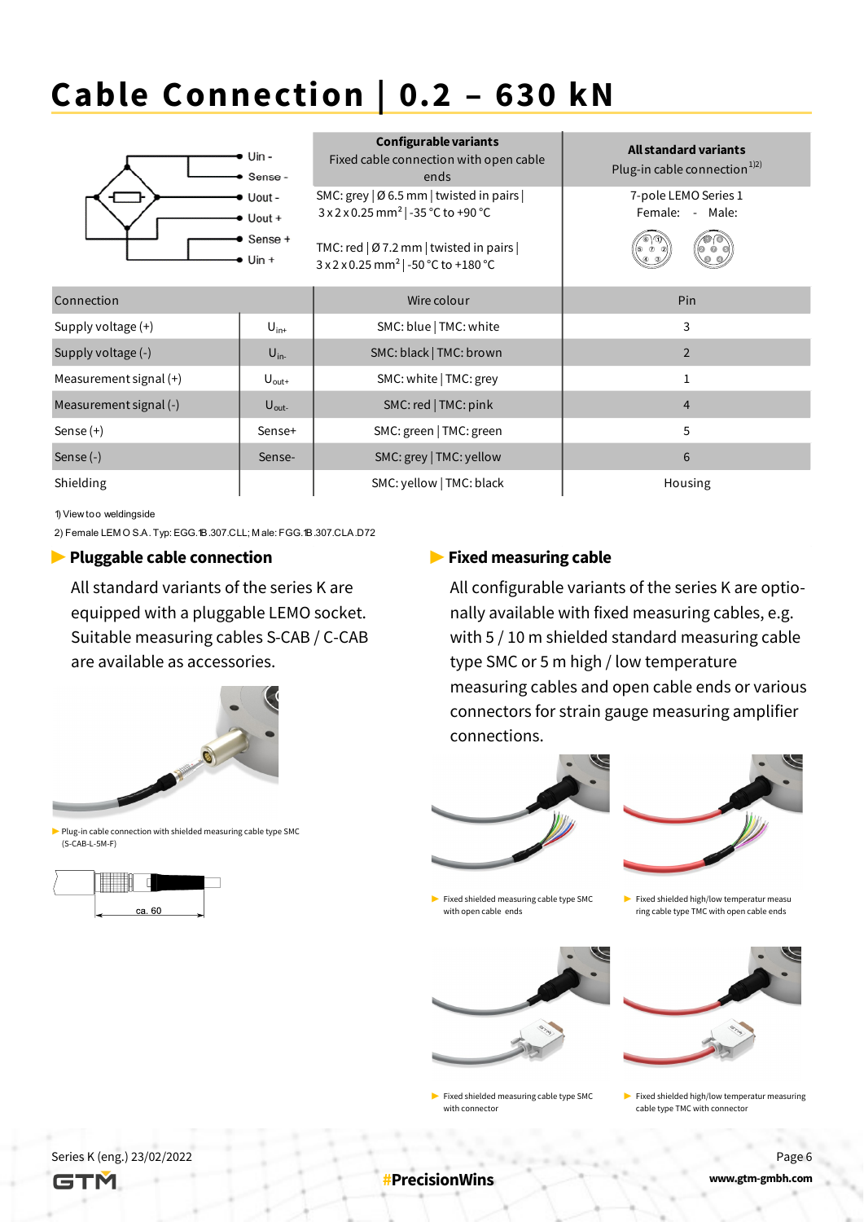# Cable Connection | 0.2 – 630 kN

| | Configurable variants<br>Fixed cable connection with open cable ends | All standard variants<br>Plug-in cable connection[1)2)] |
|---|---|---|
| Uin -<br>Sense -<br>Uout -<br>Uout +<br>Sense +<br>Uin + | SMC: grey \| Ø 6.5 mm \| twisted in pairs \| 3 x 2 x 0.25 mm² \| -35 °C to +90 °C<br><br>TMC: red \| Ø 7.2 mm \| twisted in pairs \| 3 x 2 x 0.25 mm² \| -50 °C to +180 °C | 7-pole LEMO Series 1<br>Female: - Male: |

| Connection | | Wire colour | Pin |
|---|---|---|---|
| Supply voltage (+) | $U_{in+}$ | SMC: blue \| TMC: white | 3 |
| Supply voltage (-) | $U_{in-}$ | SMC: black \| TMC: brown | 2 |
| Measurement signal (+) | $U_{out+}$ | SMC: white \| TMC: grey | 1 |
| Measurement signal (-) | $U_{out-}$ | SMC: red \| TMC: pink | 4 |
| Sense (+) | Sense+ | SMC: green \| TMC: green | 5 |
| Sense (-) | Sense- | SMC: grey \| TMC: yellow | 6 |
| Shielding | | SMC: yellow \| TMC: black | Housing |

1) View too weldingside

2) Female LEMO S.A. Typ: EGG.1B.307.CLL; Male: FGG.1B.307.CLA.D72

## Pluggable cable connection

All standard variants of the series K are equipped with a pluggable LEMO socket. Suitable measuring cables S-CAB / C-CAB are available as accessories.

Plug-in cable connection with shielded measuring cable type SMC (S-CAB-L-5M-F)

ca. 60

## Fixed measuring cable

All configurable variants of the series K are optionally available with fixed measuring cables, e.g. with 5 / 10 m shielded standard measuring cable type SMC or 5 m high / low temperature measuring cables and open cable ends or various connectors for strain gauge measuring amplifier connections.

Fixed shielded measuring cable type SMC with open cable ends

Fixed shielded high/low temperatur measuring cable type TMC with open cable ends

Fixed shielded measuring cable type SMC with connector

Fixed shielded high/low temperatur measuring cable type TMC with connector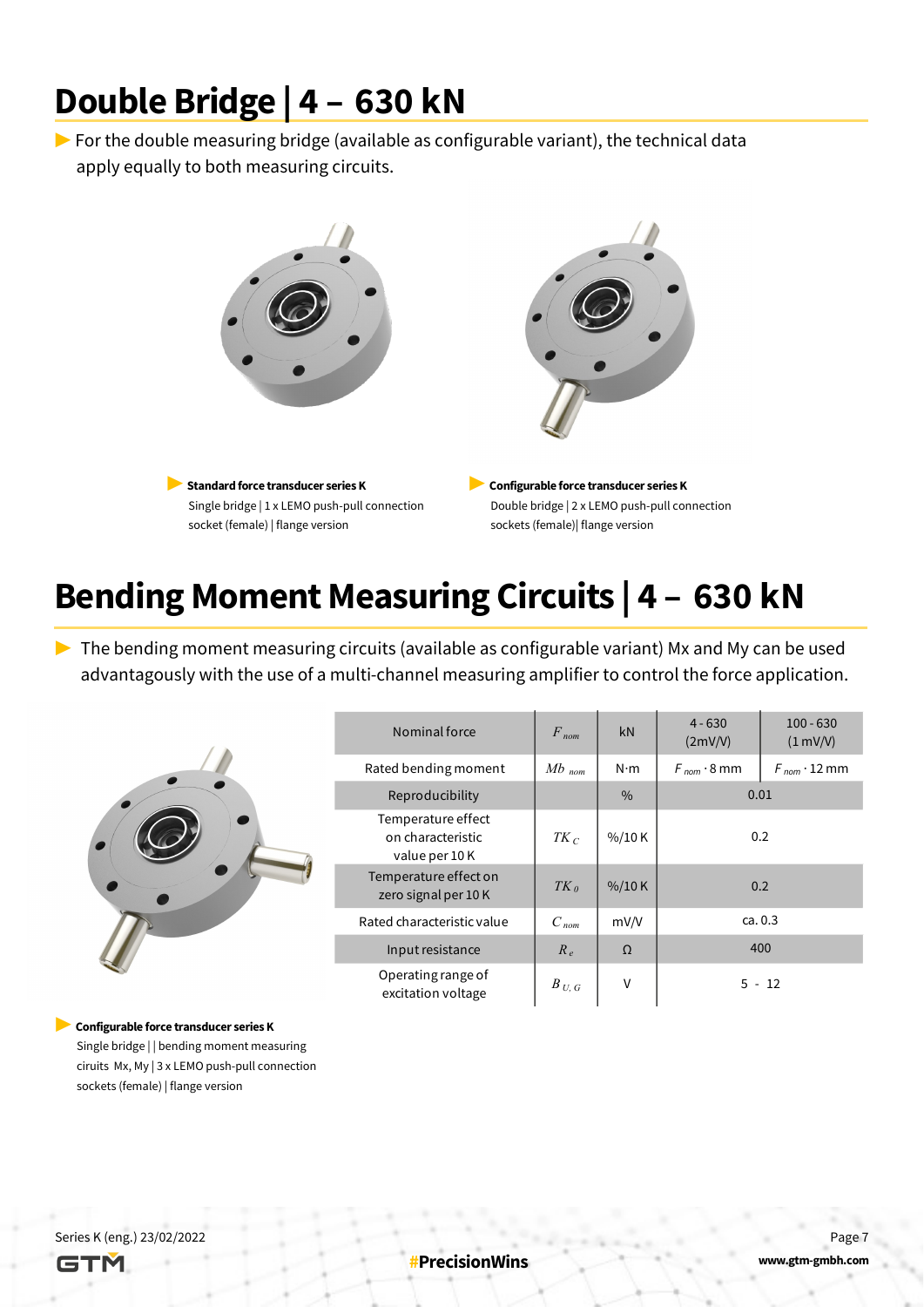# Double Bridge | 4 – 630 kN

For the double measuring bridge (available as configurable variant), the technical data apply equally to both measuring circuits.

**Standard force transducer series K**
Single bridge | 1 x LEMO push-pull connection socket (female) | flange version

**Configurable force transducer series K**
Double bridge | 2 x LEMO push-pull connection sockets (female)| flange version

# Bending Moment Measuring Circuits | 4 – 630 kN

The bending moment measuring circuits (available as configurable variant) Mx and My can be used advantagously with the use of a multi-channel measuring amplifier to control the force application.

| Nominal force | $F_{nom}$ | kN | 4 - 630 (2mV/V) | 100 - 630 (1 mV/V) |
|---|---|---|---|---|
| Rated bending moment | $Mb_{nom}$ | N·m | $F_{nom} \cdot 8$ mm | $F_{nom} \cdot 12$ mm |
| Reproducibility | | % | 0.01 | |
| Temperature effect on characteristic value per 10 K | $TK_C$ | %/10 K | 0.2 | |
| Temperature effect on zero signal per 10 K | $TK_0$ | %/10 K | 0.2 | |
| Rated characteristic value | $C_{nom}$ | mV/V | ca. 0.3 | |
| Input resistance | $R_e$ | Ω | 400 | |
| Operating range of excitation voltage | $B_{U,G}$ | V | 5 - 12 | |

**Configurable force transducer series K**
Single bridge | | bending moment measuring ciruits Mx, My | 3 x LEMO push-pull connection sockets (female) | flange version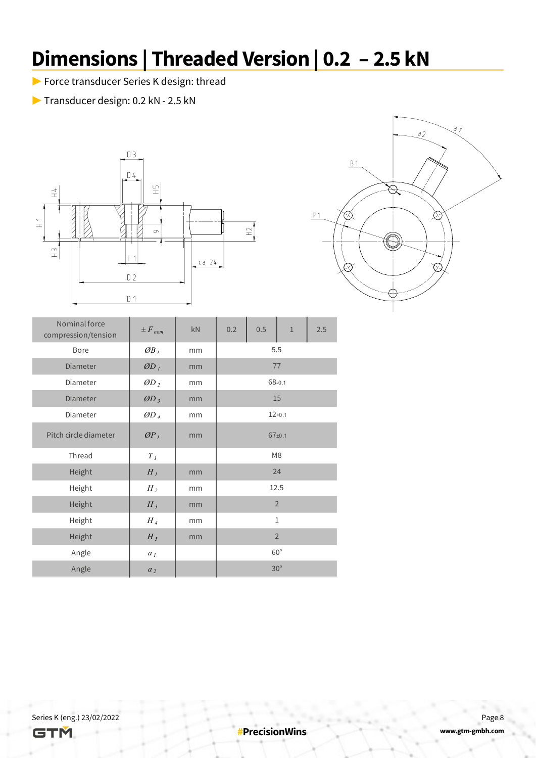# Dimensions | Threaded Version | 0.2 – 2.5 kN

- Force transducer Series K design: thread
- Transducer design: 0.2 kN - 2.5 kN

| Nominal force compression/tension | $\pm F_{nom}$ | kN | 0.2 | 0.5 | 1 | 2.5 |
|---|---|---|---|---|---|---|
| Bore | $ØB_1$ | mm | 5.5 | | | |
| Diameter | $ØD_1$ | mm | 77 | | | |
| Diameter | $ØD_2$ | mm | $68_{-0.1}$ | | | |
| Diameter | $ØD_3$ | mm | 15 | | | |
| Diameter | $ØD_4$ | mm | $12_{+0.1}$ | | | |
| Pitch circle diameter | $ØP_1$ | mm | $67_{\pm 0.1}$ | | | |
| Thread | $T_1$ | | M8 | | | |
| Height | $H_1$ | mm | 24 | | | |
| Height | $H_2$ | mm | 12.5 | | | |
| Height | $H_3$ | mm | 2 | | | |
| Height | $H_4$ | mm | 1 | | | |
| Height | $H_5$ | mm | 2 | | | |
| Angle | $a_1$ | | 60° | | | |
| Angle | $a_2$ | | 30° | | | |

Series K (eng.) 23/02/2022

#PrecisionWins

www.gtm-gmbh.com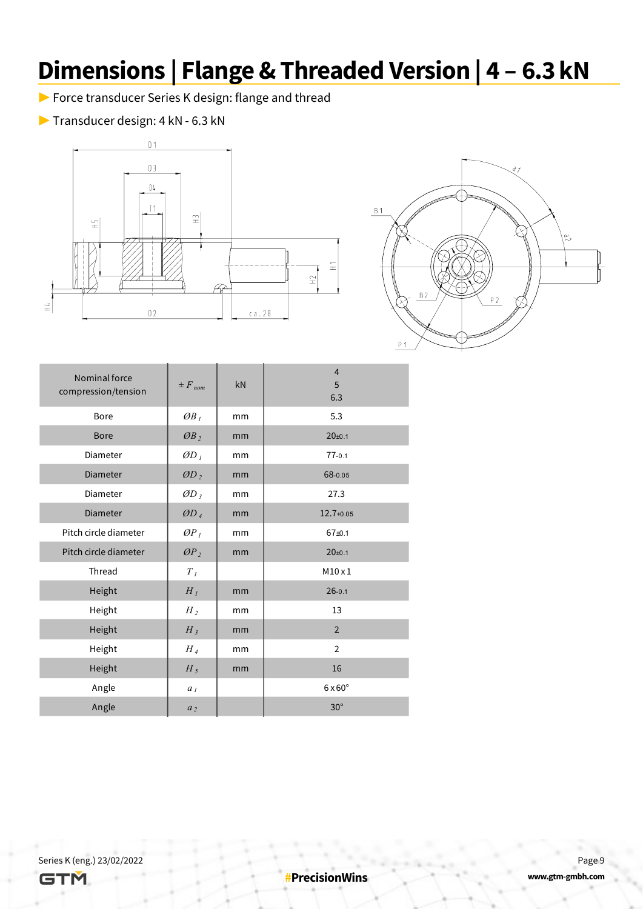# Dimensions | Flange & Threaded Version | 4 – 6.3 kN

- Force transducer Series K design: flange and thread
- Transducer design: 4 kN - 6.3 kN

| Nominal force compression/tension | $\pm F_{nom}$ | kN | 4<br>5<br>6.3 |
|---|---|---|---|
| Bore | $ØB_1$ | mm | 5.3 |
| Bore | $ØB_2$ | mm | $20_{\pm 0.1}$ |
| Diameter | $ØD_1$ | mm | $77_{-0.1}$ |
| Diameter | $ØD_2$ | mm | $68_{-0.05}$ |
| Diameter | $ØD_3$ | mm | 27.3 |
| Diameter | $ØD_4$ | mm | $12.7_{+0.05}$ |
| Pitch circle diameter | $ØP_1$ | mm | $67_{\pm 0.1}$ |
| Pitch circle diameter | $ØP_2$ | mm | $20_{\pm 0.1}$ |
| Thread | $T_1$ | | M10 x 1 |
| Height | $H_1$ | mm | $26_{-0.1}$ |
| Height | $H_2$ | mm | 13 |
| Height | $H_3$ | mm | 2 |
| Height | $H_4$ | mm | 2 |
| Height | $H_5$ | mm | 16 |
| Angle | $a_1$ | | 6 x 60° |
| Angle | $a_2$ | | 30° |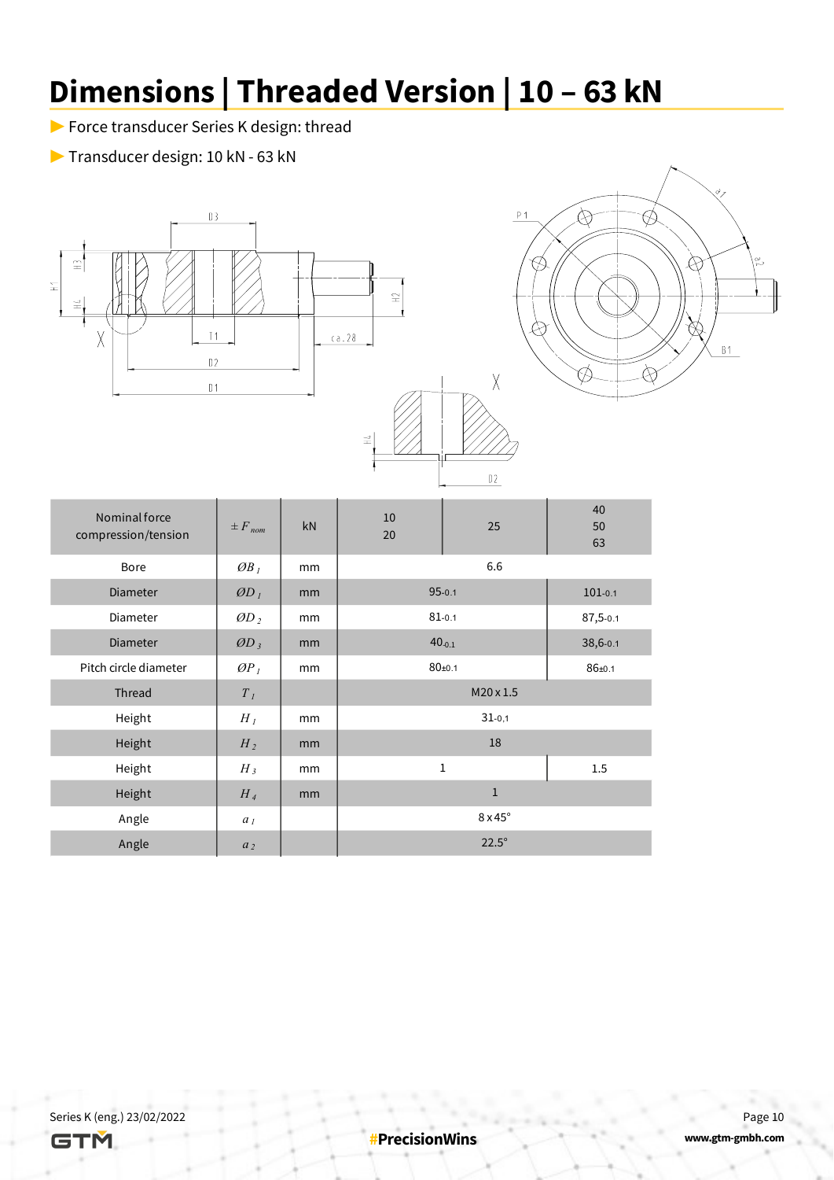# Dimensions | Threaded Version | 10 – 63 kN

- Force transducer Series K design: thread
- Transducer design: 10 kN - 63 kN

| Nominal force compression/tension | $\pm F_{nom}$ | kN | 10<br>20 | 25 | 40<br>50<br>63 |
|---|---|---|---|---|---|
| Bore | $ØB_1$ | mm | 6.6 | | |
| Diameter | $ØD_1$ | mm | $95_{-0.1}$ | | $101_{-0.1}$ |
| Diameter | $ØD_2$ | mm | $81_{-0.1}$ | | $87{,}5_{-0.1}$ |
| Diameter | $ØD_3$ | mm | $40_{-0.1}$ | | $38{,}6_{-0.1}$ |
| Pitch circle diameter | $ØP_1$ | mm | $80_{\pm 0.1}$ | | $86_{\pm 0.1}$ |
| Thread | $T_1$ | | M20 x 1.5 | | |
| Height | $H_1$ | mm | $31_{-0{,}1}$ | | |
| Height | $H_2$ | mm | 18 | | |
| Height | $H_3$ | mm | 1 | | 1.5 |
| Height | $H_4$ | mm | 1 | | |
| Angle | $a_1$ | | 8 x 45° | | |
| Angle | $a_2$ | | 22.5° | | |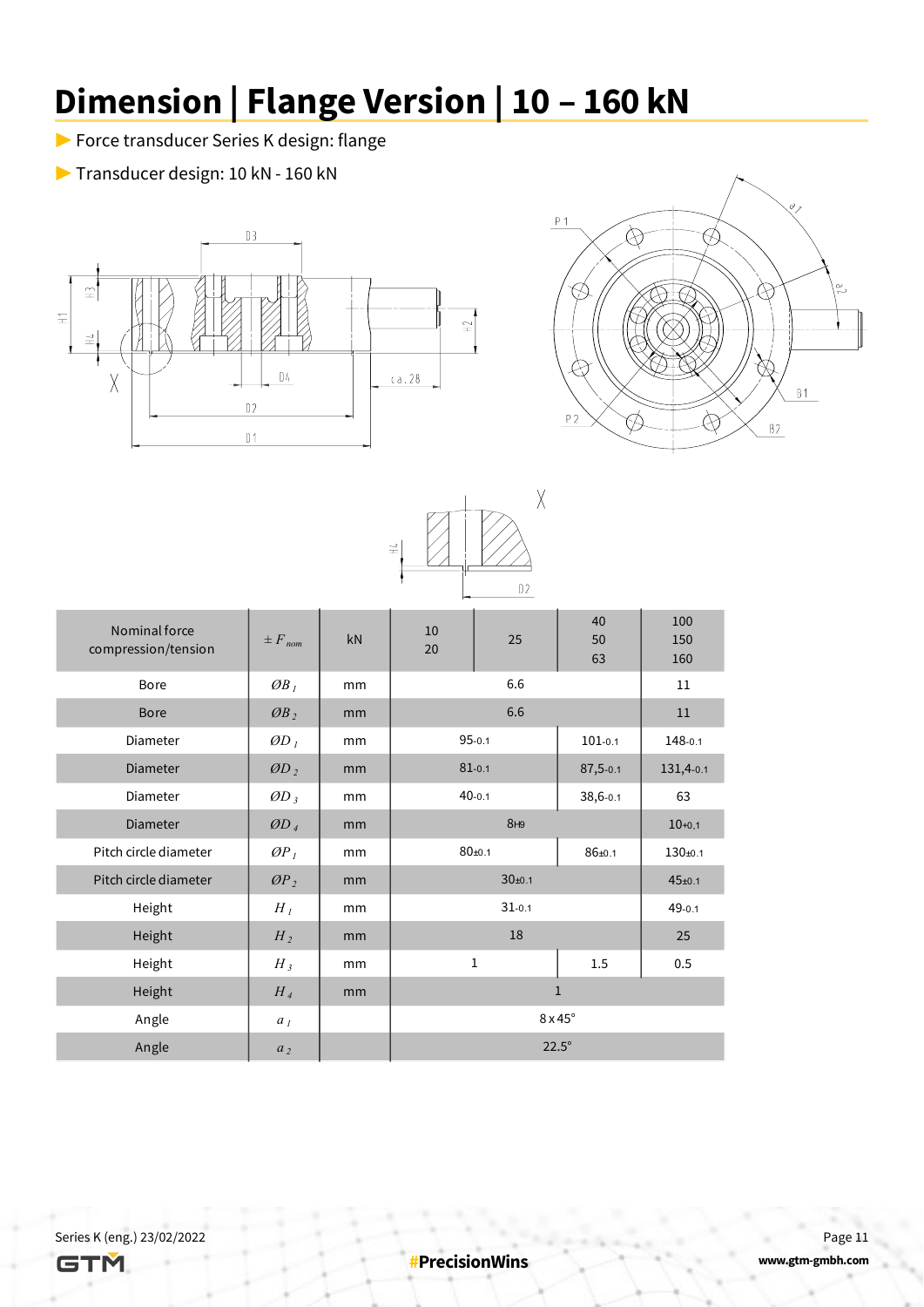# Dimension | Flange Version | 10 – 160 kN

- Force transducer Series K design: flange
- Transducer design: 10 kN - 160 kN

| Nominal force compression/tension | $\pm F_{nom}$ | kN | 10<br>20 | 25 | 40<br>50<br>63 | 100<br>150<br>160 |
|---|---|---|---|---|---|---|
| Bore | $\varnothing B_1$ | mm | 6.6 | | | 11 |
| Bore | $\varnothing B_2$ | mm | 6.6 | | | 11 |
| Diameter | $\varnothing D_1$ | mm | $95_{-0.1}$ | | $101_{-0.1}$ | $148_{-0.1}$ |
| Diameter | $\varnothing D_2$ | mm | $81_{-0.1}$ | | $87{,}5_{-0.1}$ | $131{,}4_{-0.1}$ |
| Diameter | $\varnothing D_3$ | mm | $40_{-0.1}$ | | $38{,}6_{-0.1}$ | 63 |
| Diameter | $\varnothing D_4$ | mm | $8_{H9}$ | | | $10_{+0{,}1}$ |
| Pitch circle diameter | $\varnothing P_1$ | mm | $80_{\pm 0.1}$ | | $86_{\pm 0.1}$ | $130_{\pm 0.1}$ |
| Pitch circle diameter | $\varnothing P_2$ | mm | $30_{\pm 0.1}$ | | | $45_{\pm 0.1}$ |
| Height | $H_1$ | mm | $31_{-0.1}$ | | | $49_{-0.1}$ |
| Height | $H_2$ | mm | 18 | | | 25 |
| Height | $H_3$ | mm | 1 | | 1.5 | 0.5 |
| Height | $H_4$ | mm | 1 | | | |
| Angle | $a_1$ | | 8 x 45° | | | |
| Angle | $a_2$ | | 22.5° | | | |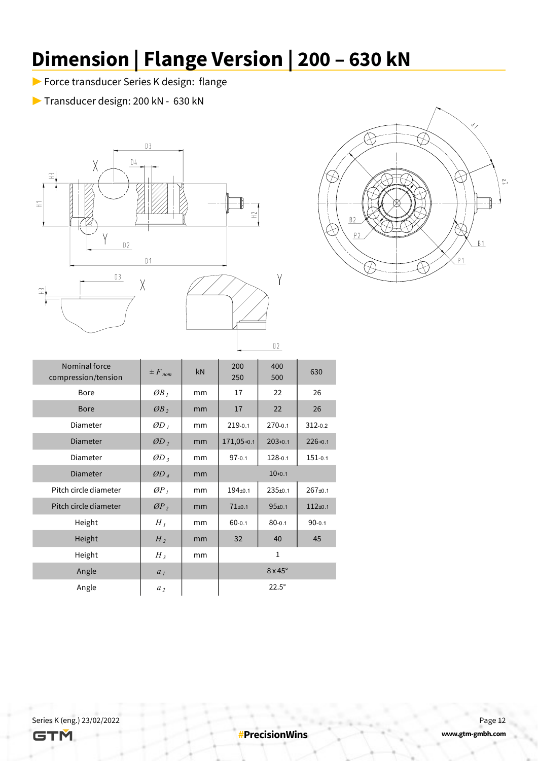# Dimension | Flange Version | 200 – 630 kN

- Force transducer Series K design: flange
- Transducer design: 200 kN - 630 kN

| Nominal force compression/tension | $\pm F_{nom}$ | kN | 200 250 | 400 500 | 630 |
|---|---|---|---|---|---|
| Bore | $ØB_1$ | mm | 17 | 22 | 26 |
| Bore | $ØB_2$ | mm | 17 | 22 | 26 |
| Diameter | $ØD_1$ | mm | $219_{-0.1}$ | $270_{-0.1}$ | $312_{-0.2}$ |
| Diameter | $ØD_2$ | mm | $171{,}05_{+0.1}$ | $203_{+0.1}$ | $226_{+0.1}$ |
| Diameter | $ØD_3$ | mm | $97_{-0.1}$ | $128_{-0.1}$ | $151_{-0.1}$ |
| Diameter | $ØD_4$ | mm | $10_{+0.1}$ | | |
| Pitch circle diameter | $ØP_1$ | mm | $194_{\pm 0.1}$ | $235_{\pm 0.1}$ | $267_{\pm 0.1}$ |
| Pitch circle diameter | $ØP_2$ | mm | $71_{\pm 0.1}$ | $95_{\pm 0.1}$ | $112_{\pm 0.1}$ |
| Height | $H_1$ | mm | $60_{-0.1}$ | $80_{-0.1}$ | $90_{-0.1}$ |
| Height | $H_2$ | mm | 32 | 40 | 45 |
| Height | $H_3$ | mm | 1 | | |
| Angle | $a_1$ | | 8 x 45° | | |
| Angle | $a_2$ | | 22.5° | | |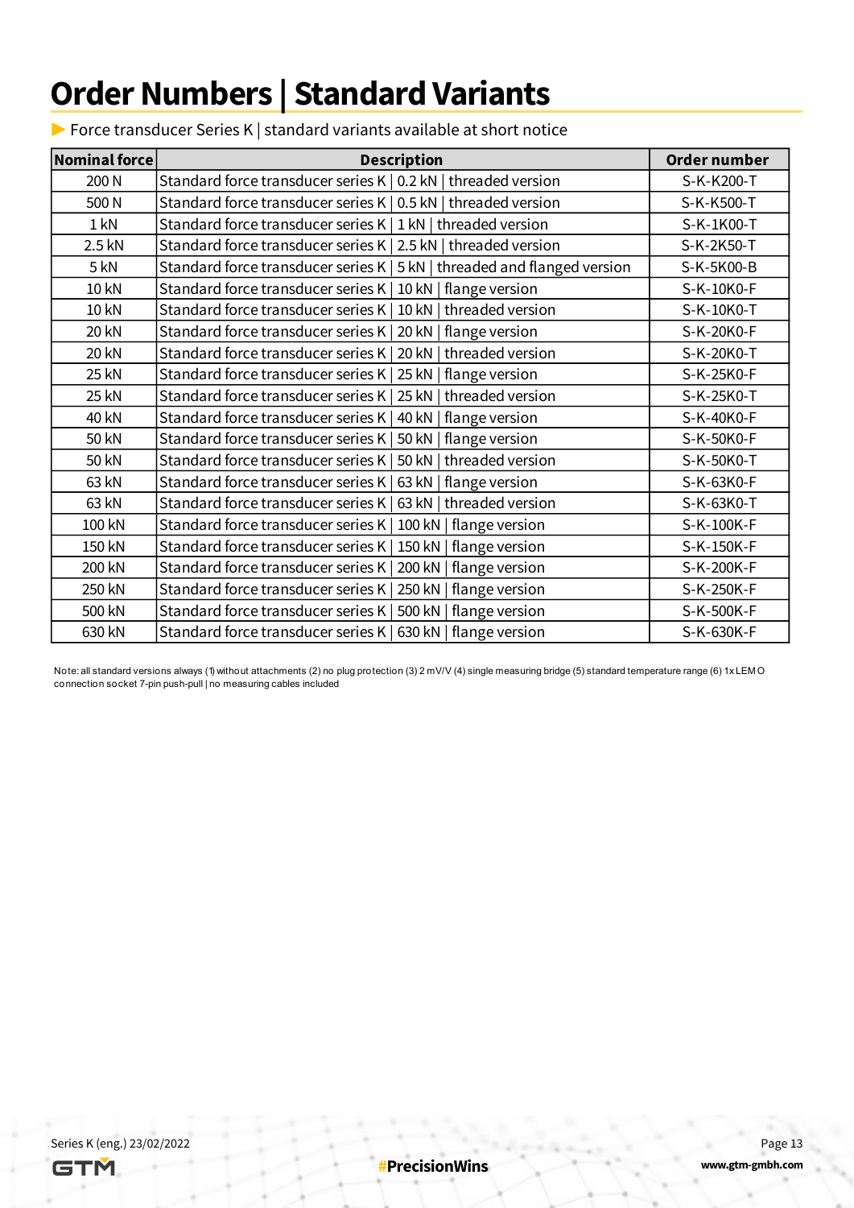# Order Numbers | Standard Variants

▶ Force transducer Series K | standard variants available at short notice

| Nominal force | Description | Order number |
|---|---|---|
| 200 N | Standard force transducer series K \| 0.2 kN \| threaded version | S-K-K200-T |
| 500 N | Standard force transducer series K \| 0.5 kN \| threaded version | S-K-K500-T |
| 1 kN | Standard force transducer series K \| 1 kN \| threaded version | S-K-1K00-T |
| 2.5 kN | Standard force transducer series K \| 2.5 kN \| threaded version | S-K-2K50-T |
| 5 kN | Standard force transducer series K \| 5 kN \| threaded and flanged version | S-K-5K00-B |
| 10 kN | Standard force transducer series K \| 10 kN \| flange version | S-K-10K0-F |
| 10 kN | Standard force transducer series K \| 10 kN \| threaded version | S-K-10K0-T |
| 20 kN | Standard force transducer series K \| 20 kN \| flange version | S-K-20K0-F |
| 20 kN | Standard force transducer series K \| 20 kN \| threaded version | S-K-20K0-T |
| 25 kN | Standard force transducer series K \| 25 kN \| flange version | S-K-25K0-F |
| 25 kN | Standard force transducer series K \| 25 kN \| threaded version | S-K-25K0-T |
| 40 kN | Standard force transducer series K \| 40 kN \| flange version | S-K-40K0-F |
| 50 kN | Standard force transducer series K \| 50 kN \| flange version | S-K-50K0-F |
| 50 kN | Standard force transducer series K \| 50 kN \| threaded version | S-K-50K0-T |
| 63 kN | Standard force transducer series K \| 63 kN \| flange version | S-K-63K0-F |
| 63 kN | Standard force transducer series K \| 63 kN \| threaded version | S-K-63K0-T |
| 100 kN | Standard force transducer series K \| 100 kN \| flange version | S-K-100K-F |
| 150 kN | Standard force transducer series K \| 150 kN \| flange version | S-K-150K-F |
| 200 kN | Standard force transducer series K \| 200 kN \| flange version | S-K-200K-F |
| 250 kN | Standard force transducer series K \| 250 kN \| flange version | S-K-250K-F |
| 500 kN | Standard force transducer series K \| 500 kN \| flange version | S-K-500K-F |
| 630 kN | Standard force transducer series K \| 630 kN \| flange version | S-K-630K-F |

Note: all standard versions always (1) without attachments (2) no plug protection (3) 2 mV/V (4) single measuring bridge (5) standard temperature range (6) 1x LEMO connection socket 7-pin push-pull | no measuring cables included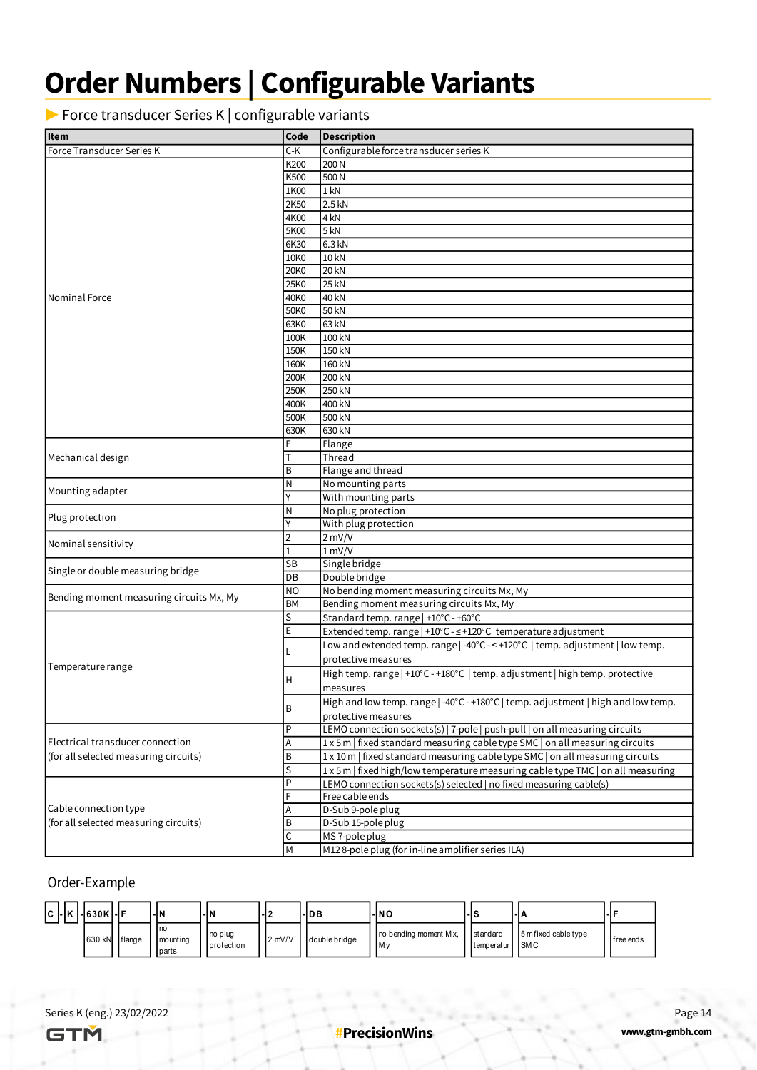# Order Numbers | Configurable Variants

## Force transducer Series K | configurable variants

| Item | Code | Description |
|---|---|---|
| Force Transducer Series K | C-K | Configurable force transducer series K |
| Nominal Force | K200 | 200 N |
| | K500 | 500 N |
| | 1K00 | 1 kN |
| | 2K50 | 2.5 kN |
| | 4K00 | 4 kN |
| | 5K00 | 5 kN |
| | 6K30 | 6.3 kN |
| | 10K0 | 10 kN |
| | 20K0 | 20 kN |
| | 25K0 | 25 kN |
| | 40K0 | 40 kN |
| | 50K0 | 50 kN |
| | 63K0 | 63 kN |
| | 100K | 100 kN |
| | 150K | 150 kN |
| | 160K | 160 kN |
| | 200K | 200 kN |
| | 250K | 250 kN |
| | 400K | 400 kN |
| | 500K | 500 kN |
| | 630K | 630 kN |
| Mechanical design | F | Flange |
| | T | Thread |
| | B | Flange and thread |
| Mounting adapter | N | No mounting parts |
| | Y | With mounting parts |
| Plug protection | N | No plug protection |
| | Y | With plug protection |
| Nominal sensitivity | 2 | 2 mV/V |
| | 1 | 1 mV/V |
| Single or double measuring bridge | SB | Single bridge |
| | DB | Double bridge |
| Bending moment measuring circuits Mx, My | NO | No bending moment measuring circuits Mx, My |
| | BM | Bending moment measuring circuits Mx, My |
| Temperature range | S | Standard temp. range \| +10°C - +60°C |
| | E | Extended temp. range \| +10°C - ≤ +120°C \|temperature adjustment |
| | L | Low and extended temp. range \| -40°C - ≤ +120°C \| temp. adjustment \| low temp. protective measures |
| | H | High temp. range \| +10°C - +180°C \| temp. adjustment \| high temp. protective measures |
| | B | High and low temp. range \| -40°C - +180°C \| temp. adjustment \| high and low temp. protective measures |
| Electrical transducer connection (for all selected measuring circuits) | P | LEMO connection sockets(s) \| 7-pole \| push-pull \| on all measuring circuits |
| | A | 1 x 5 m \| fixed standard measuring cable type SMC \| on all measuring circuits |
| | B | 1 x 10 m \| fixed standard measuring cable type SMC \| on all measuring circuits |
| | S | 1 x 5 m \| fixed high/low temperature measuring cable type TMC \| on all measuring |
| Cable connection type (for all selected measuring circuits) | P | LEMO connection sockets(s) selected \| no fixed measuring cable(s) |
| | F | Free cable ends |
| | A | D-Sub 9-pole plug |
| | B | D-Sub 15-pole plug |
| | C | MS 7-pole plug |
| | M | M12 8-pole plug (for in-line amplifier series ILA) |

Order-Example

| C | - | K | - | 630K | - | F | - | N | - | N | - | 2 | - | DB | - | NO | - | S | - | A | - | F |
|---|---|---|---|---|---|---|---|---|---|---|---|---|---|---|---|---|---|---|---|---|---|---|
| | | | | 630 kN | | flange | | no mounting parts | | no plug protection | | 2 mV/V | | double bridge | | no bending moment Mx, My | | standard temperatur | | 5 m fixed cable type SMC | | free ends |

Series K (eng.) 23/02/2022

#PrecisionWins

www.gtm-gmbh.com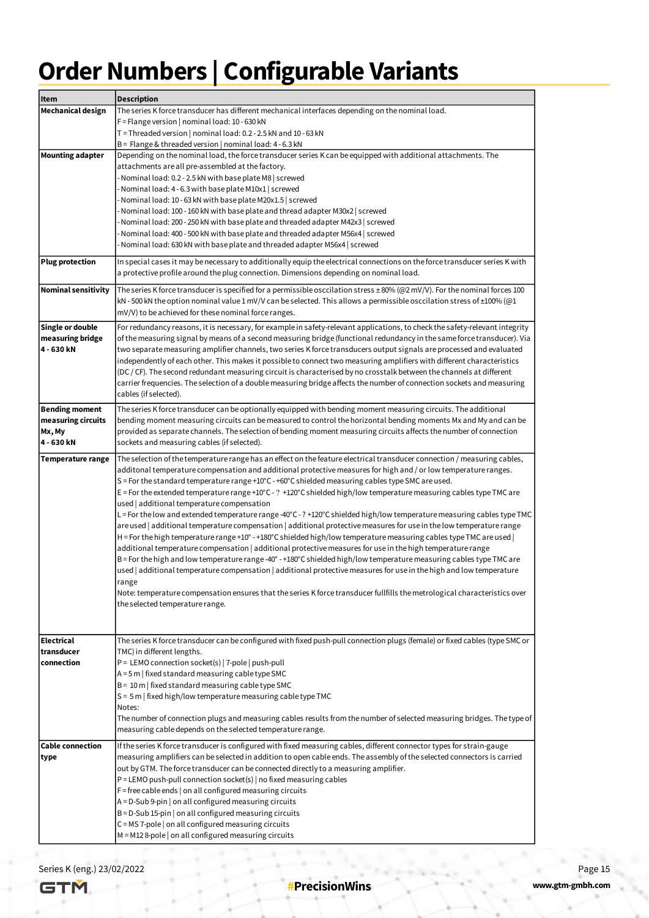# Order Numbers | Configurable Variants

| Item | Description |
|---|---|
| **Mechanical design** | The series K force transducer has different mechanical interfaces depending on the nominal load.<br>F = Flange version \| nominal load: 10 - 630 kN<br>T = Threaded version \| nominal load: 0.2 - 2.5 kN and 10 - 63 kN<br>B = Flange & threaded version \| nominal load: 4 - 6.3 kN |
| **Mounting adapter** | Depending on the nominal load, the force transducer series K can be equipped with additional attachments. The attachments are all pre-assembled at the factory.<br>- Nominal load: 0.2 - 2.5 kN with base plate M8 \| screwed<br>- Nominal load: 4 - 6.3 with base plate M10x1 \| screwed<br>- Nominal load: 10 - 63 kN with base plate M20x1.5 \| screwed<br>- Nominal load: 100 - 160 kN with base plate and thread adapter M30x2 \| screwed<br>- Nominal load: 200 - 250 kN with base plate and threaded adapter M42x3 \| screwed<br>- Nominal load: 400 - 500 kN with base plate and threaded adapter M56x4 \| screwed<br>- Nominal load: 630 kN with base plate and threaded adapter M56x4 \| screwed |
| **Plug protection** | In special cases it may be necessary to additionally equip the electrical connections on the force transducer series K with a protective profile around the plug connection. Dimensions depending on nominal load. |
| **Nominal sensitivity** | The series K force transducer is specified for a permissible osccilation stress ± 80% (@2 mV/V). For the nominal forces 100 kN - 500 kN the option nominal value 1 mV/V can be selected. This allows a permissible osccilation stress of ±100% (@1 mV/V) to be achieved for these nominal force ranges. |
| **Single or double measuring bridge 4 - 630 kN** | For redundancy reasons, it is necessary, for example in safety-relevant applications, to check the safety-relevant integrity of the measuring signal by means of a second measuring bridge (functional redundancy in the same force transducer). Via two separate measuring amplifier channels, two series K force transducers output signals are processed and evaluated independently of each other. This makes it possible to connect two measuring amplifiers with different characteristics (DC / CF). The second redundant measuring circuit is characterised by no crosstalk between the channels at different carrier frequencies. The selection of a double measuring bridge affects the number of connection sockets and measuring cables (if selected). |
| **Bending moment measuring circuits Mx, My 4 - 630 kN** | The series K force transducer can be optionally equipped with bending moment measuring circuits. The additional bending moment measuring circuits can be measured to control the horizontal bending moments Mx and My and can be provided as separate channels. The selection of bending moment measuring circuits affects the number of connection sockets and measuring cables (if selected). |
| **Temperature range** | The selection of the temperature range has an effect on the feature electrical transducer connection / measuring cables, additonal temperature compensation and additional protective measures for high and / or low temperature ranges.<br>S = For the standard temperature range +10°C - +60°C shielded measuring cables type SMC are used.<br>E = For the extended temperature range +10°C - ? +120°C shielded high/low temperature measuring cables type TMC are used \| additional temperature compensation<br>L = For the low and extended temperature range -40°C - ? +120°C shielded high/low temperature measuring cables type TMC are used \| additional temperature compensation \| additional protective measures for use in the low temperature range<br>H = For the high temperature range +10° - +180°C shielded high/low temperature measuring cables type TMC are used \| additional temperature compensation \| additional protective measures for use in the high temperature range<br>B = For the high and low temperature range -40° - +180°C shielded high/low temperature measuring cables type TMC are used \| additional temperature compensation \| additional protective measures for use in the high and low temperature range<br>Note: temperature compensation ensures that the series K force transducer fullfills the metrological characteristics over the selected temperature range. |
| **Electrical transducer connection** | The series K force transducer can be configured with fixed push-pull connection plugs (female) or fixed cables (type SMC or TMC) in different lengths.<br>P = LEMO connection socket(s) \| 7-pole \| push-pull<br>A = 5 m \| fixed standard measuring cable type SMC<br>B = 10 m \| fixed standard measuring cable type SMC<br>S = 5 m \| fixed high/low temperature measuring cable type TMC<br>Notes:<br>The number of connection plugs and measuring cables results from the number of selected measuring bridges. The type of measuring cable depends on the selected temperature range. |
| **Cable connection type** | If the series K force transducer is configured with fixed measuring cables, different connector types for strain-gauge measuring amplifiers can be selected in addition to open cable ends. The assembly of the selected connectors is carried out by GTM. The force transducer can be connected directly to a measuring amplifier.<br>P = LEMO push-pull connection socket(s) \| no fixed measuring cables<br>F = free cable ends \| on all configured measuring circuits<br>A = D-Sub 9-pin \| on all configured measuring circuits<br>B = D-Sub 15-pin \| on all configured measuring circuits<br>C = MS 7-pole \| on all configured measuring circuits<br>M = M12 8-pole \| on all configured measuring circuits |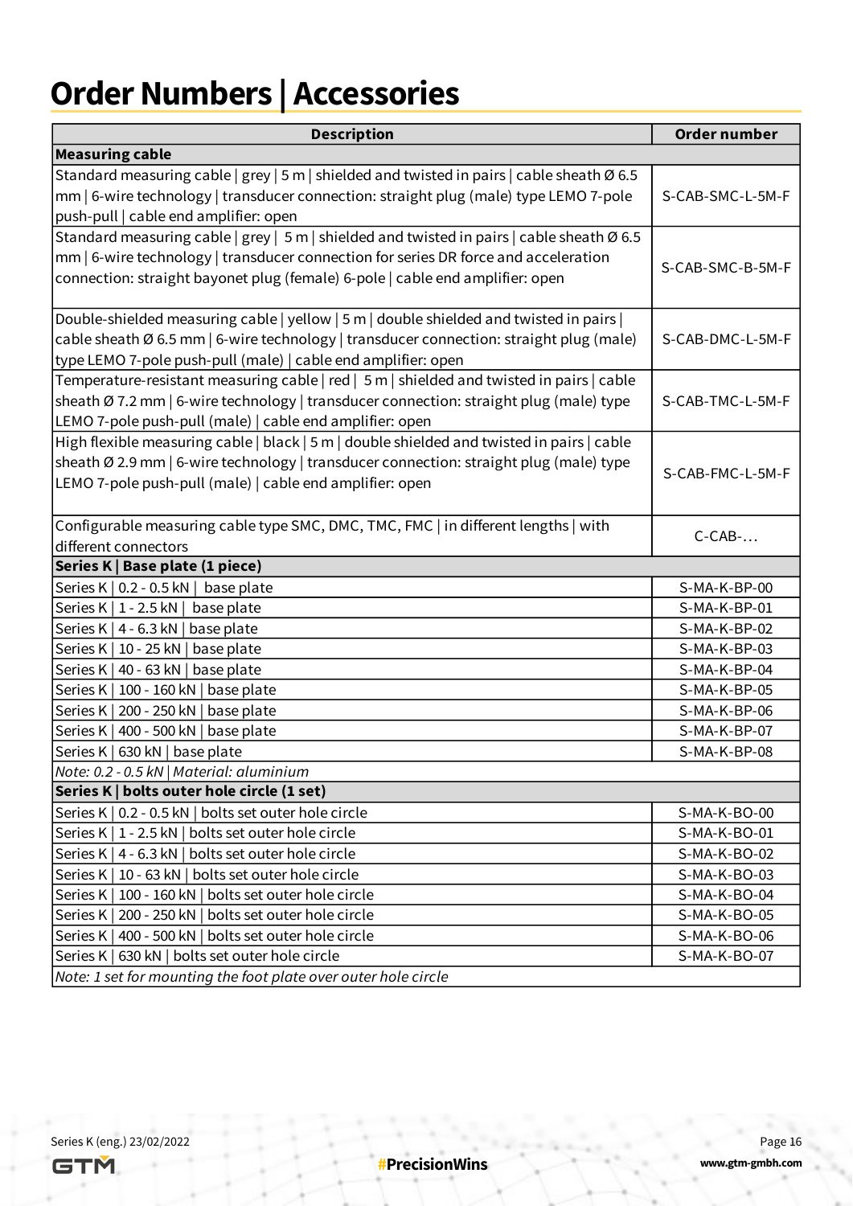# Order Numbers | Accessories

| Description | Order number |
|---|---|
| **Measuring cable** | |
| Standard measuring cable \| grey \| 5 m \| shielded and twisted in pairs \| cable sheath Ø 6.5 mm \| 6-wire technology \| transducer connection: straight plug (male) type LEMO 7-pole push-pull \| cable end amplifier: open | S-CAB-SMC-L-5M-F |
| Standard measuring cable \| grey \| 5 m \| shielded and twisted in pairs \| cable sheath Ø 6.5 mm \| 6-wire technology \| transducer connection for series DR force and acceleration connection: straight bayonet plug (female) 6-pole \| cable end amplifier: open | S-CAB-SMC-B-5M-F |
| Double-shielded measuring cable \| yellow \| 5 m \| double shielded and twisted in pairs \| cable sheath Ø 6.5 mm \| 6-wire technology \| transducer connection: straight plug (male) type LEMO 7-pole push-pull (male) \| cable end amplifier: open | S-CAB-DMC-L-5M-F |
| Temperature-resistant measuring cable \| red \| 5 m \| shielded and twisted in pairs \| cable sheath Ø 7.2 mm \| 6-wire technology \| transducer connection: straight plug (male) type LEMO 7-pole push-pull (male) \| cable end amplifier: open | S-CAB-TMC-L-5M-F |
| High flexible measuring cable \| black \| 5 m \| double shielded and twisted in pairs \| cable sheath Ø 2.9 mm \| 6-wire technology \| transducer connection: straight plug (male) type LEMO 7-pole push-pull (male) \| cable end amplifier: open | S-CAB-FMC-L-5M-F |
| Configurable measuring cable type SMC, DMC, TMC, FMC \| in different lengths \| with different connectors | C-CAB-… |
| **Series K \| Base plate (1 piece)** | |
| Series K \| 0.2 - 0.5 kN \| base plate | S-MA-K-BP-00 |
| Series K \| 1 - 2.5 kN \| base plate | S-MA-K-BP-01 |
| Series K \| 4 - 6.3 kN \| base plate | S-MA-K-BP-02 |
| Series K \| 10 - 25 kN \| base plate | S-MA-K-BP-03 |
| Series K \| 40 - 63 kN \| base plate | S-MA-K-BP-04 |
| Series K \| 100 - 160 kN \| base plate | S-MA-K-BP-05 |
| Series K \| 200 - 250 kN \| base plate | S-MA-K-BP-06 |
| Series K \| 400 - 500 kN \| base plate | S-MA-K-BP-07 |
| Series K \| 630 kN \| base plate | S-MA-K-BP-08 |
| *Note: 0.2 - 0.5 kN \| Material: aluminium* | |
| **Series K \| bolts outer hole circle (1 set)** | |
| Series K \| 0.2 - 0.5 kN \| bolts set outer hole circle | S-MA-K-BO-00 |
| Series K \| 1 - 2.5 kN \| bolts set outer hole circle | S-MA-K-BO-01 |
| Series K \| 4 - 6.3 kN \| bolts set outer hole circle | S-MA-K-BO-02 |
| Series K \| 10 - 63 kN \| bolts set outer hole circle | S-MA-K-BO-03 |
| Series K \| 100 - 160 kN \| bolts set outer hole circle | S-MA-K-BO-04 |
| Series K \| 200 - 250 kN \| bolts set outer hole circle | S-MA-K-BO-05 |
| Series K \| 400 - 500 kN \| bolts set outer hole circle | S-MA-K-BO-06 |
| Series K \| 630 kN \| bolts set outer hole circle | S-MA-K-BO-07 |
| *Note: 1 set for mounting the foot plate over outer hole circle* | |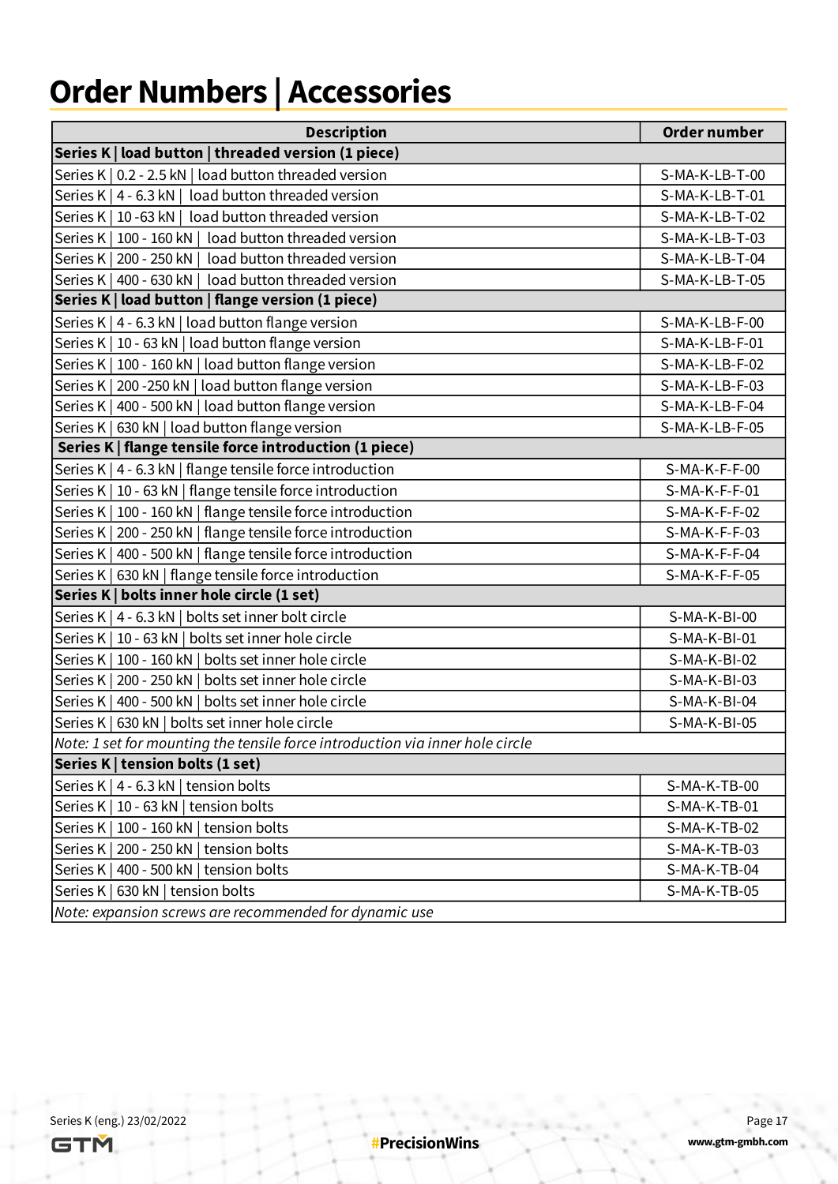# Order Numbers | Accessories

| Description | Order number |
|---|---|
| **Series K \| load button \| threaded version (1 piece)** | |
| Series K \| 0.2 - 2.5 kN \| load button threaded version | S-MA-K-LB-T-00 |
| Series K \| 4 - 6.3 kN \| load button threaded version | S-MA-K-LB-T-01 |
| Series K \| 10 -63 kN \| load button threaded version | S-MA-K-LB-T-02 |
| Series K \| 100 - 160 kN \| load button threaded version | S-MA-K-LB-T-03 |
| Series K \| 200 - 250 kN \| load button threaded version | S-MA-K-LB-T-04 |
| Series K \| 400 - 630 kN \| load button threaded version | S-MA-K-LB-T-05 |
| **Series K \| load button \| flange version (1 piece)** | |
| Series K \| 4 - 6.3 kN \| load button flange version | S-MA-K-LB-F-00 |
| Series K \| 10 - 63 kN \| load button flange version | S-MA-K-LB-F-01 |
| Series K \| 100 - 160 kN \| load button flange version | S-MA-K-LB-F-02 |
| Series K \| 200 -250 kN \| load button flange version | S-MA-K-LB-F-03 |
| Series K \| 400 - 500 kN \| load button flange version | S-MA-K-LB-F-04 |
| Series K \| 630 kN \| load button flange version | S-MA-K-LB-F-05 |
| **Series K \| flange tensile force introduction (1 piece)** | |
| Series K \| 4 - 6.3 kN \| flange tensile force introduction | S-MA-K-F-F-00 |
| Series K \| 10 - 63 kN \| flange tensile force introduction | S-MA-K-F-F-01 |
| Series K \| 100 - 160 kN \| flange tensile force introduction | S-MA-K-F-F-02 |
| Series K \| 200 - 250 kN \| flange tensile force introduction | S-MA-K-F-F-03 |
| Series K \| 400 - 500 kN \| flange tensile force introduction | S-MA-K-F-F-04 |
| Series K \| 630 kN \| flange tensile force introduction | S-MA-K-F-F-05 |
| **Series K \| bolts inner hole circle (1 set)** | |
| Series K \| 4 - 6.3 kN \| bolts set inner bolt circle | S-MA-K-BI-00 |
| Series K \| 10 - 63 kN \| bolts set inner hole circle | S-MA-K-BI-01 |
| Series K \| 100 - 160 kN \| bolts set inner hole circle | S-MA-K-BI-02 |
| Series K \| 200 - 250 kN \| bolts set inner hole circle | S-MA-K-BI-03 |
| Series K \| 400 - 500 kN \| bolts set inner hole circle | S-MA-K-BI-04 |
| Series K \| 630 kN \| bolts set inner hole circle | S-MA-K-BI-05 |
| *Note: 1 set for mounting the tensile force introduction via inner hole circle* | |
| **Series K \| tension bolts (1 set)** | |
| Series K \| 4 - 6.3 kN \| tension bolts | S-MA-K-TB-00 |
| Series K \| 10 - 63 kN \| tension bolts | S-MA-K-TB-01 |
| Series K \| 100 - 160 kN \| tension bolts | S-MA-K-TB-02 |
| Series K \| 200 - 250 kN \| tension bolts | S-MA-K-TB-03 |
| Series K \| 400 - 500 kN \| tension bolts | S-MA-K-TB-04 |
| Series K \| 630 kN \| tension bolts | S-MA-K-TB-05 |
| *Note: expansion screws are recommended for dynamic use* | |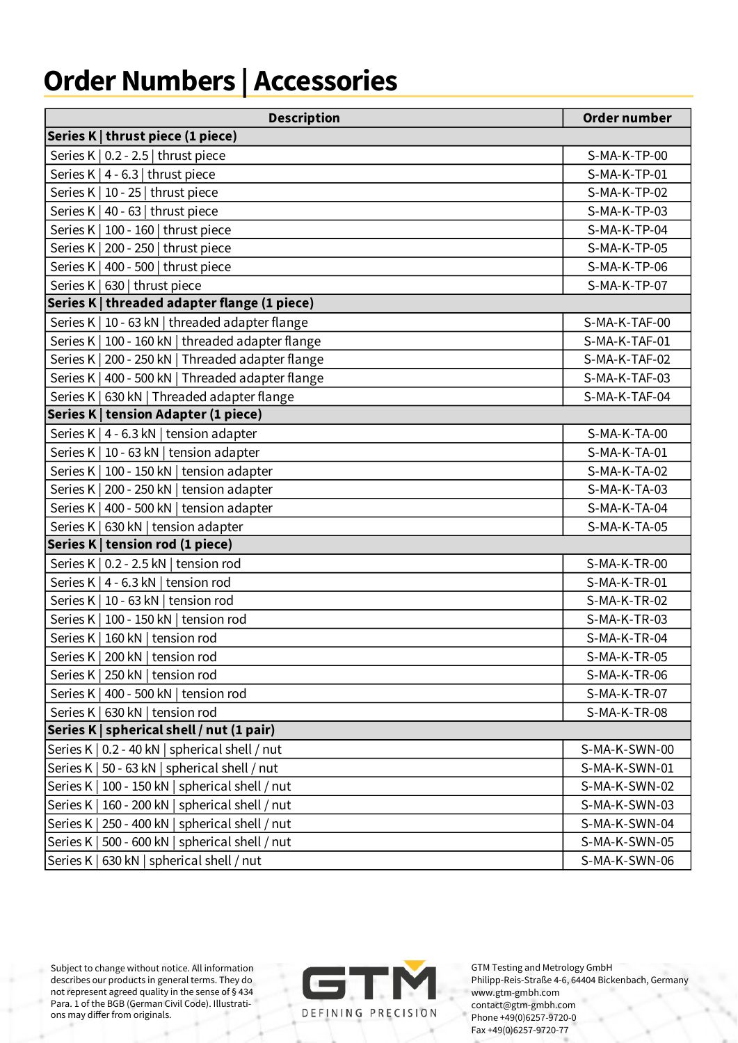# Order Numbers | Accessories

| Description | Order number |
|---|---|
| **Series K \| thrust piece (1 piece)** | |
| Series K \| 0.2 - 2.5 \| thrust piece | S-MA-K-TP-00 |
| Series K \| 4 - 6.3 \| thrust piece | S-MA-K-TP-01 |
| Series K \| 10 - 25 \| thrust piece | S-MA-K-TP-02 |
| Series K \| 40 - 63 \| thrust piece | S-MA-K-TP-03 |
| Series K \| 100 - 160 \| thrust piece | S-MA-K-TP-04 |
| Series K \| 200 - 250 \| thrust piece | S-MA-K-TP-05 |
| Series K \| 400 - 500 \| thrust piece | S-MA-K-TP-06 |
| Series K \| 630 \| thrust piece | S-MA-K-TP-07 |
| **Series K \| threaded adapter flange (1 piece)** | |
| Series K \| 10 - 63 kN \| threaded adapter flange | S-MA-K-TAF-00 |
| Series K \| 100 - 160 kN \| threaded adapter flange | S-MA-K-TAF-01 |
| Series K \| 200 - 250 kN \| Threaded adapter flange | S-MA-K-TAF-02 |
| Series K \| 400 - 500 kN \| Threaded adapter flange | S-MA-K-TAF-03 |
| Series K \| 630 kN \| Threaded adapter flange | S-MA-K-TAF-04 |
| **Series K \| tension Adapter (1 piece)** | |
| Series K \| 4 - 6.3 kN \| tension adapter | S-MA-K-TA-00 |
| Series K \| 10 - 63 kN \| tension adapter | S-MA-K-TA-01 |
| Series K \| 100 - 150 kN \| tension adapter | S-MA-K-TA-02 |
| Series K \| 200 - 250 kN \| tension adapter | S-MA-K-TA-03 |
| Series K \| 400 - 500 kN \| tension adapter | S-MA-K-TA-04 |
| Series K \| 630 kN \| tension adapter | S-MA-K-TA-05 |
| **Series K \| tension rod (1 piece)** | |
| Series K \| 0.2 - 2.5 kN \| tension rod | S-MA-K-TR-00 |
| Series K \| 4 - 6.3 kN \| tension rod | S-MA-K-TR-01 |
| Series K \| 10 - 63 kN \| tension rod | S-MA-K-TR-02 |
| Series K \| 100 - 150 kN \| tension rod | S-MA-K-TR-03 |
| Series K \| 160 kN \| tension rod | S-MA-K-TR-04 |
| Series K \| 200 kN \| tension rod | S-MA-K-TR-05 |
| Series K \| 250 kN \| tension rod | S-MA-K-TR-06 |
| Series K \| 400 - 500 kN \| tension rod | S-MA-K-TR-07 |
| Series K \| 630 kN \| tension rod | S-MA-K-TR-08 |
| **Series K \| spherical shell / nut (1 pair)** | |
| Series K \| 0.2 - 40 kN \| spherical shell / nut | S-MA-K-SWN-00 |
| Series K \| 50 - 63 kN \| spherical shell / nut | S-MA-K-SWN-01 |
| Series K \| 100 - 150 kN \| spherical shell / nut | S-MA-K-SWN-02 |
| Series K \| 160 - 200 kN \| spherical shell / nut | S-MA-K-SWN-03 |
| Series K \| 250 - 400 kN \| spherical shell / nut | S-MA-K-SWN-04 |
| Series K \| 500 - 600 kN \| spherical shell / nut | S-MA-K-SWN-05 |
| Series K \| 630 kN \| spherical shell / nut | S-MA-K-SWN-06 |

Subject to change without notice. All information describes our products in general terms. They do not represent agreed quality in the sense of § 434 Para. 1 of the BGB (German Civil Code). Illustrations may differ from originals.

GTM
DEFINING PRECISION

GTM Testing and Metrology GmbH
Philipp-Reis-Straße 4-6, 64404 Bickenbach, Germany
www.gtm-gmbh.com
contact@gtm-gmbh.com
Phone +49(0)6257-9720-0
Fax +49(0)6257-9720-77